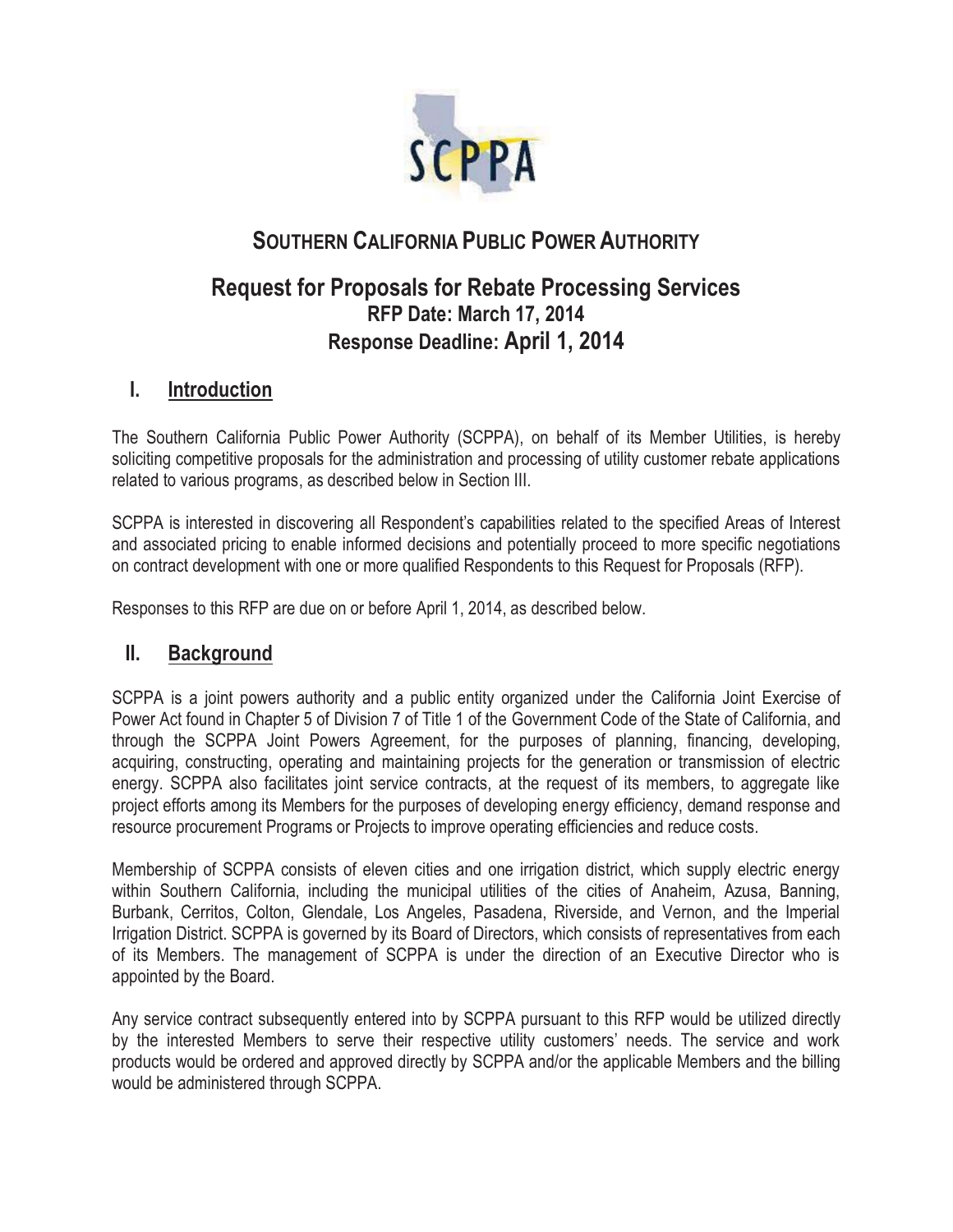# SOUTHERN CALIFORNIA PUBLIC POWER AUTHORITY

## Request for Proposals for Rebate Processing Services

**RFP Date: March 17, 2014**

**Response Deadline: April 1, 2014**

## I. Introduction

The Southern California Public Power Authority (SCPPA), on behalf of its Member Utilities, is hereby soliciting competitive proposals for the administration and processing of utility customer rebate applications related to various programs, as described below in Section III.

SCPPA is interested in discovering all Respondent's capabilities related to the specified Areas of Interest and associated pricing to enable informed decisions and potentially proceed to more specific negotiations on contract development with one or more qualified Respondents to this Request for Proposals (RFP).

Responses to this RFP are due on or before April 1, 2014, as described below.

## II. Background

SCPPA is a joint powers authority and a public entity organized under the California Joint Exercise of Power Act found in Chapter 5 of Division 7 of Title 1 of the Government Code of the State of California, and through the SCPPA Joint Powers Agreement, for the purposes of planning, financing, developing, acquiring, constructing, operating and maintaining projects for the generation or transmission of electric energy. SCPPA also facilitates joint service contracts, at the request of its members, to aggregate like project efforts among its Members for the purposes of developing energy efficiency, demand response and resource procurement Programs or Projects to improve operating efficiencies and reduce costs.

Membership of SCPPA consists of eleven cities and one irrigation district, which supply electric energy within Southern California, including the municipal utilities of the cities of Anaheim, Azusa, Banning, Burbank, Cerritos, Colton, Glendale, Los Angeles, Pasadena, Riverside, and Vernon, and the Imperial Irrigation District. SCPPA is governed by its Board of Directors, which consists of representatives from each of its Members. The management of SCPPA is under the direction of an Executive Director who is appointed by the Board.

Any service contract subsequently entered into by SCPPA pursuant to this RFP would be utilized directly by the interested Members to serve their respective utility customers' needs. The service and work products would be ordered and approved directly by SCPPA and/or the applicable Members and the billing would be administered through SCPPA.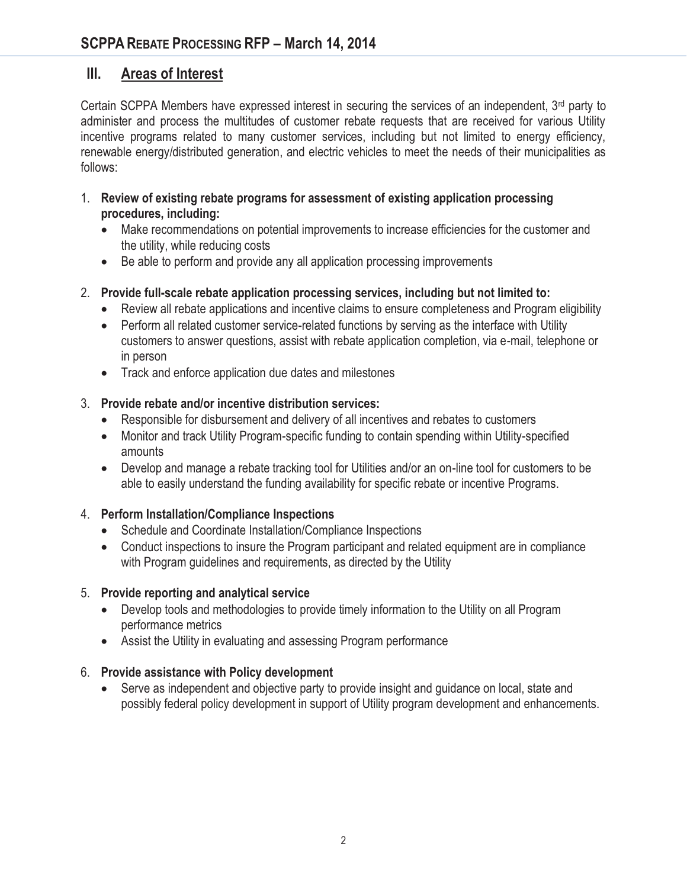## III. Areas of Interest

Certain SCPPA Members have expressed interest in securing the services of an independent, 3rd party to administer and process the multitudes of customer rebate requests that are received for various Utility incentive programs related to many customer services, including but not limited to energy efficiency, renewable energy/distributed generation, and electric vehicles to meet the needs of their municipalities as follows:

1. **Review of existing rebate programs for assessment of existing application processing procedures, including:**
   - Make recommendations on potential improvements to increase efficiencies for the customer and the utility, while reducing costs
   - Be able to perform and provide any all application processing improvements
2. **Provide full-scale rebate application processing services, including but not limited to:**
   - Review all rebate applications and incentive claims to ensure completeness and Program eligibility
   - Perform all related customer service-related functions by serving as the interface with Utility customers to answer questions, assist with rebate application completion, via e-mail, telephone or in person
   - Track and enforce application due dates and milestones
3. **Provide rebate and/or incentive distribution services:**
   - Responsible for disbursement and delivery of all incentives and rebates to customers
   - Monitor and track Utility Program-specific funding to contain spending within Utility-specified amounts
   - Develop and manage a rebate tracking tool for Utilities and/or an on-line tool for customers to be able to easily understand the funding availability for specific rebate or incentive Programs.
4. **Perform Installation/Compliance Inspections**
   - Schedule and Coordinate Installation/Compliance Inspections
   - Conduct inspections to insure the Program participant and related equipment are in compliance with Program guidelines and requirements, as directed by the Utility
5. **Provide reporting and analytical service**
   - Develop tools and methodologies to provide timely information to the Utility on all Program performance metrics
   - Assist the Utility in evaluating and assessing Program performance
6. **Provide assistance with Policy development**
   - Serve as independent and objective party to provide insight and guidance on local, state and possibly federal policy development in support of Utility program development and enhancements.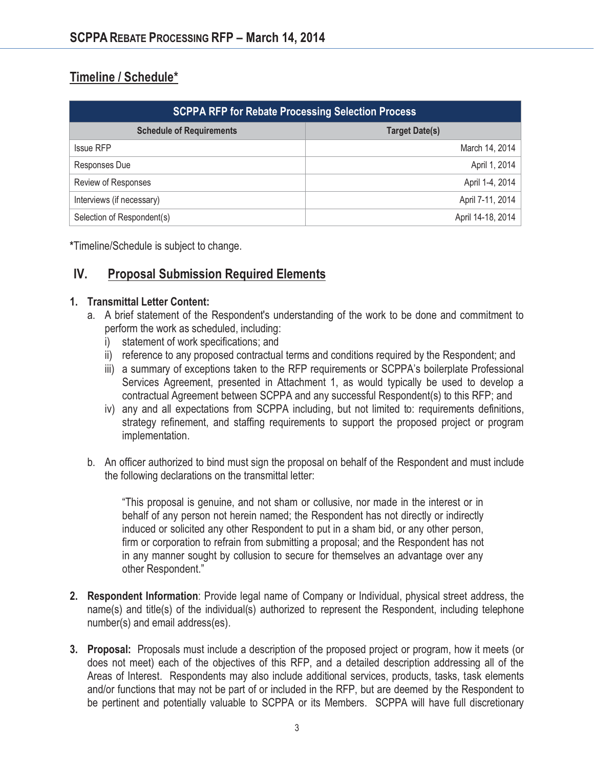## Timeline / Schedule*

| SCPPA RFP for Rebate Processing Selection Process | |
|---|---|
| **Schedule of Requirements** | **Target Date(s)** |
| Issue RFP | March 14, 2014 |
| Responses Due | April 1, 2014 |
| Review of Responses | April 1-4, 2014 |
| Interviews (if necessary) | April 7-11, 2014 |
| Selection of Respondent(s) | April 14-18, 2014 |

*Timeline/Schedule is subject to change.

## IV. Proposal Submission Required Elements

1. **Transmittal Letter Content:**
   a. A brief statement of the Respondent's understanding of the work to be done and commitment to perform the work as scheduled, including:
      i) statement of work specifications; and
      ii) reference to any proposed contractual terms and conditions required by the Respondent; and
      iii) a summary of exceptions taken to the RFP requirements or SCPPA's boilerplate Professional Services Agreement, presented in Attachment 1, as would typically be used to develop a contractual Agreement between SCPPA and any successful Respondent(s) to this RFP; and
      iv) any and all expectations from SCPPA including, but not limited to: requirements definitions, strategy refinement, and staffing requirements to support the proposed project or program implementation.

   b. An officer authorized to bind must sign the proposal on behalf of the Respondent and must include the following declarations on the transmittal letter:

      "This proposal is genuine, and not sham or collusive, nor made in the interest or in behalf of any person not herein named; the Respondent has not directly or indirectly induced or solicited any other Respondent to put in a sham bid, or any other person, firm or corporation to refrain from submitting a proposal; and the Respondent has not in any manner sought by collusion to secure for themselves an advantage over any other Respondent."

2. **Respondent Information**: Provide legal name of Company or Individual, physical street address, the name(s) and title(s) of the individual(s) authorized to represent the Respondent, including telephone number(s) and email address(es).

3. **Proposal:** Proposals must include a description of the proposed project or program, how it meets (or does not meet) each of the objectives of this RFP, and a detailed description addressing all of the Areas of Interest. Respondents may also include additional services, products, tasks, task elements and/or functions that may not be part of or included in the RFP, but are deemed by the Respondent to be pertinent and potentially valuable to SCPPA or its Members. SCPPA will have full discretionary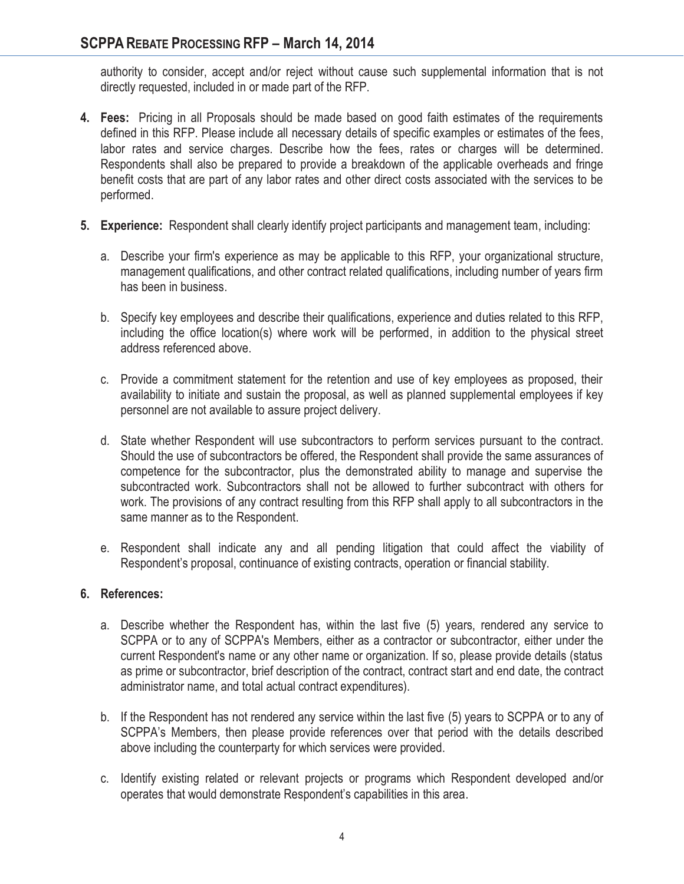authority to consider, accept and/or reject without cause such supplemental information that is not directly requested, included in or made part of the RFP.

4. **Fees:** Pricing in all Proposals should be made based on good faith estimates of the requirements defined in this RFP. Please include all necessary details of specific examples or estimates of the fees, labor rates and service charges. Describe how the fees, rates or charges will be determined. Respondents shall also be prepared to provide a breakdown of the applicable overheads and fringe benefit costs that are part of any labor rates and other direct costs associated with the services to be performed.

5. **Experience:** Respondent shall clearly identify project participants and management team, including:

   a. Describe your firm's experience as may be applicable to this RFP, your organizational structure, management qualifications, and other contract related qualifications, including number of years firm has been in business.

   b. Specify key employees and describe their qualifications, experience and duties related to this RFP, including the office location(s) where work will be performed, in addition to the physical street address referenced above.

   c. Provide a commitment statement for the retention and use of key employees as proposed, their availability to initiate and sustain the proposal, as well as planned supplemental employees if key personnel are not available to assure project delivery.

   d. State whether Respondent will use subcontractors to perform services pursuant to the contract. Should the use of subcontractors be offered, the Respondent shall provide the same assurances of competence for the subcontractor, plus the demonstrated ability to manage and supervise the subcontracted work. Subcontractors shall not be allowed to further subcontract with others for work. The provisions of any contract resulting from this RFP shall apply to all subcontractors in the same manner as to the Respondent.

   e. Respondent shall indicate any and all pending litigation that could affect the viability of Respondent's proposal, continuance of existing contracts, operation or financial stability.

6. **References:**

   a. Describe whether the Respondent has, within the last five (5) years, rendered any service to SCPPA or to any of SCPPA's Members, either as a contractor or subcontractor, either under the current Respondent's name or any other name or organization. If so, please provide details (status as prime or subcontractor, brief description of the contract, contract start and end date, the contract administrator name, and total actual contract expenditures).

   b. If the Respondent has not rendered any service within the last five (5) years to SCPPA or to any of SCPPA's Members, then please provide references over that period with the details described above including the counterparty for which services were provided.

   c. Identify existing related or relevant projects or programs which Respondent developed and/or operates that would demonstrate Respondent's capabilities in this area.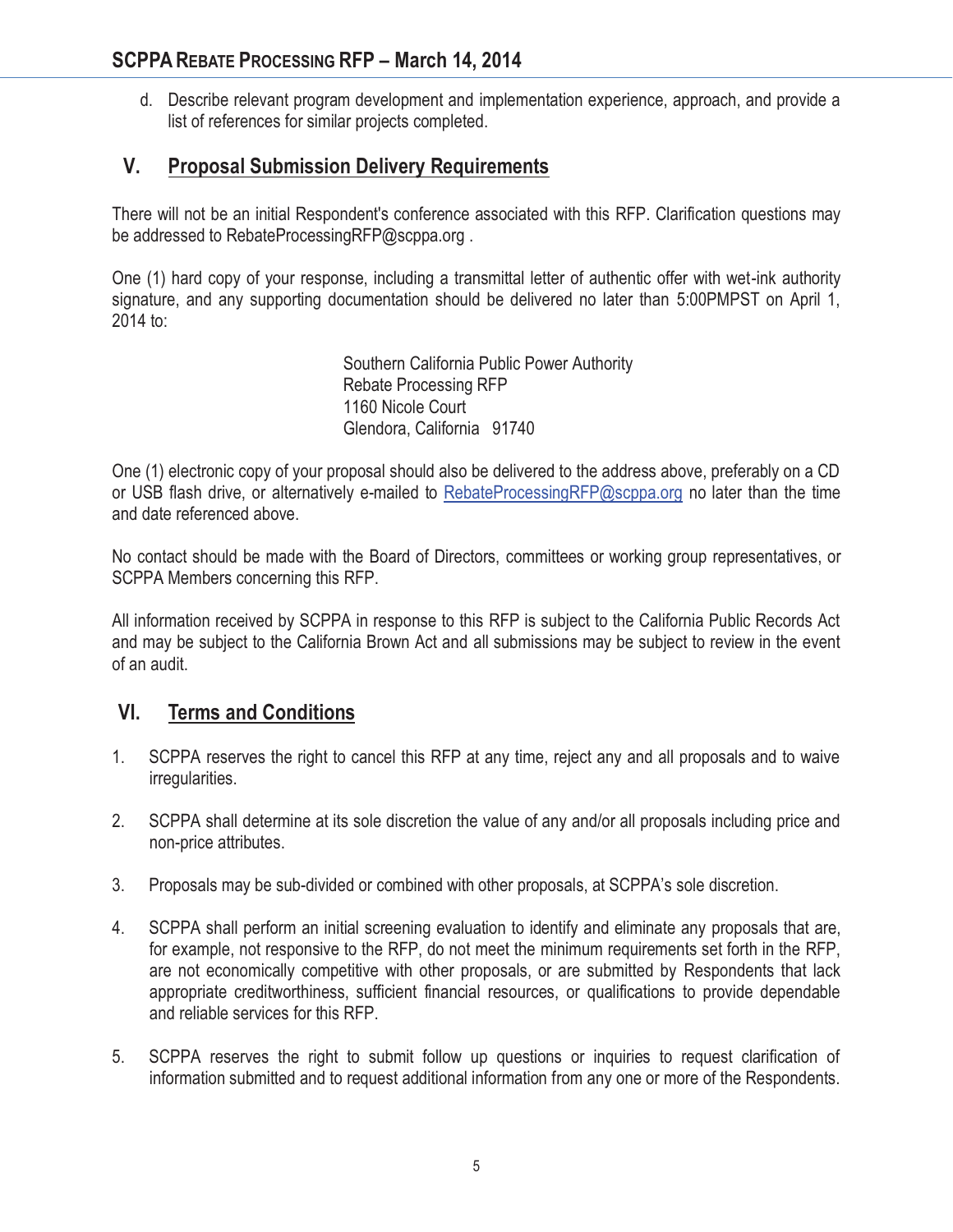d. Describe relevant program development and implementation experience, approach, and provide a list of references for similar projects completed.

## V. Proposal Submission Delivery Requirements

There will not be an initial Respondent's conference associated with this RFP. Clarification questions may be addressed to RebateProcessingRFP@scppa.org .

One (1) hard copy of your response, including a transmittal letter of authentic offer with wet-ink authority signature, and any supporting documentation should be delivered no later than 5:00PMPST on April 1, 2014 to:

Southern California Public Power Authority
Rebate Processing RFP
1160 Nicole Court
Glendora, California 91740

One (1) electronic copy of your proposal should also be delivered to the address above, preferably on a CD or USB flash drive, or alternatively e-mailed to RebateProcessingRFP@scppa.org no later than the time and date referenced above.

No contact should be made with the Board of Directors, committees or working group representatives, or SCPPA Members concerning this RFP.

All information received by SCPPA in response to this RFP is subject to the California Public Records Act and may be subject to the California Brown Act and all submissions may be subject to review in the event of an audit.

## VI. Terms and Conditions

1. SCPPA reserves the right to cancel this RFP at any time, reject any and all proposals and to waive irregularities.

2. SCPPA shall determine at its sole discretion the value of any and/or all proposals including price and non-price attributes.

3. Proposals may be sub-divided or combined with other proposals, at SCPPA's sole discretion.

4. SCPPA shall perform an initial screening evaluation to identify and eliminate any proposals that are, for example, not responsive to the RFP, do not meet the minimum requirements set forth in the RFP, are not economically competitive with other proposals, or are submitted by Respondents that lack appropriate creditworthiness, sufficient financial resources, or qualifications to provide dependable and reliable services for this RFP.

5. SCPPA reserves the right to submit follow up questions or inquiries to request clarification of information submitted and to request additional information from any one or more of the Respondents.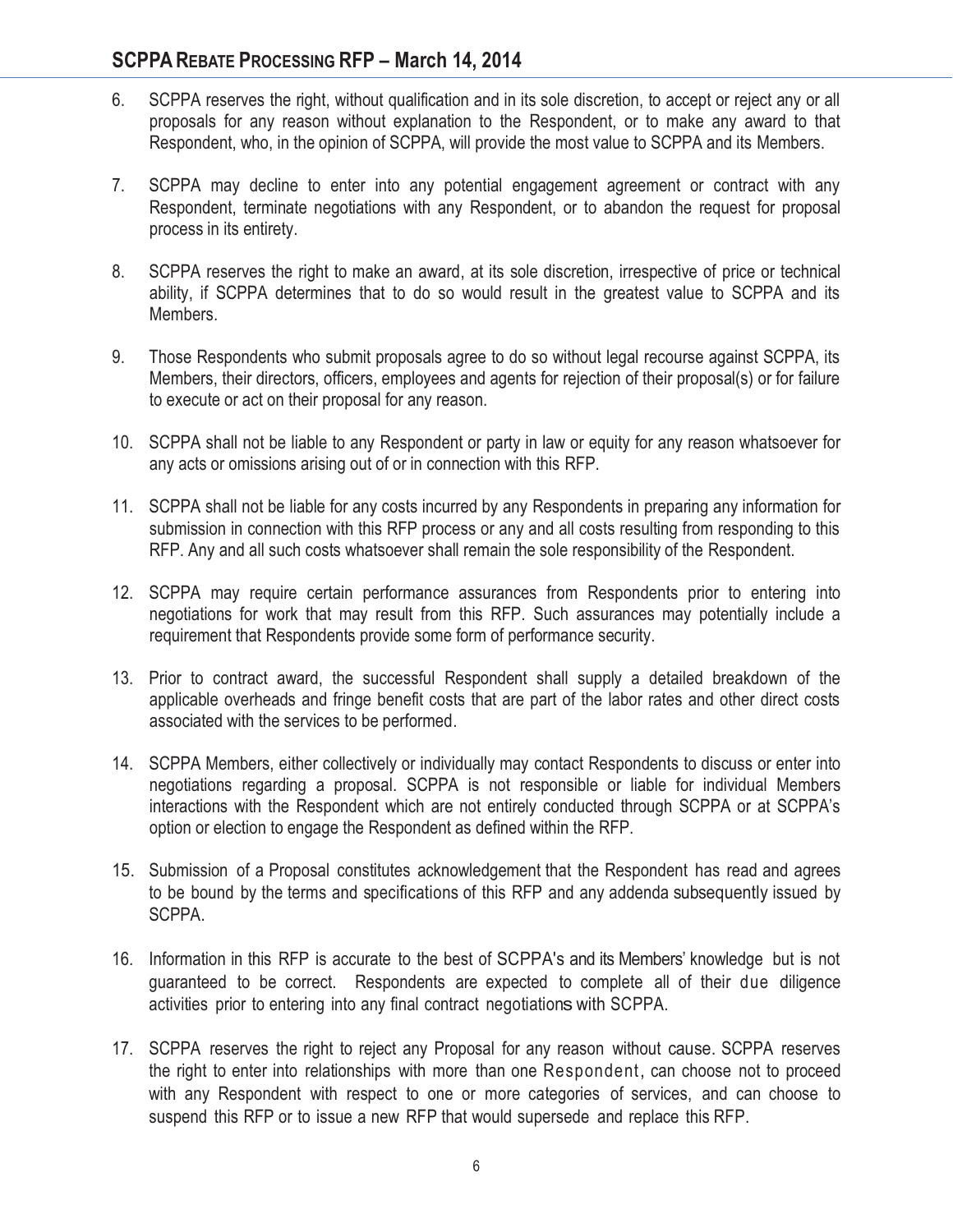6. SCPPA reserves the right, without qualification and in its sole discretion, to accept or reject any or all proposals for any reason without explanation to the Respondent, or to make any award to that Respondent, who, in the opinion of SCPPA, will provide the most value to SCPPA and its Members.

7. SCPPA may decline to enter into any potential engagement agreement or contract with any Respondent, terminate negotiations with any Respondent, or to abandon the request for proposal process in its entirety.

8. SCPPA reserves the right to make an award, at its sole discretion, irrespective of price or technical ability, if SCPPA determines that to do so would result in the greatest value to SCPPA and its Members.

9. Those Respondents who submit proposals agree to do so without legal recourse against SCPPA, its Members, their directors, officers, employees and agents for rejection of their proposal(s) or for failure to execute or act on their proposal for any reason.

10. SCPPA shall not be liable to any Respondent or party in law or equity for any reason whatsoever for any acts or omissions arising out of or in connection with this RFP.

11. SCPPA shall not be liable for any costs incurred by any Respondents in preparing any information for submission in connection with this RFP process or any and all costs resulting from responding to this RFP. Any and all such costs whatsoever shall remain the sole responsibility of the Respondent.

12. SCPPA may require certain performance assurances from Respondents prior to entering into negotiations for work that may result from this RFP. Such assurances may potentially include a requirement that Respondents provide some form of performance security.

13. Prior to contract award, the successful Respondent shall supply a detailed breakdown of the applicable overheads and fringe benefit costs that are part of the labor rates and other direct costs associated with the services to be performed.

14. SCPPA Members, either collectively or individually may contact Respondents to discuss or enter into negotiations regarding a proposal. SCPPA is not responsible or liable for individual Members interactions with the Respondent which are not entirely conducted through SCPPA or at SCPPA's option or election to engage the Respondent as defined within the RFP.

15. Submission of a Proposal constitutes acknowledgement that the Respondent has read and agrees to be bound by the terms and specifications of this RFP and any addenda subsequently issued by SCPPA.

16. Information in this RFP is accurate to the best of SCPPA's and its Members' knowledge but is not guaranteed to be correct. Respondents are expected to complete all of their due diligence activities prior to entering into any final contract negotiations with SCPPA.

17. SCPPA reserves the right to reject any Proposal for any reason without cause. SCPPA reserves the right to enter into relationships with more than one Respondent, can choose not to proceed with any Respondent with respect to one or more categories of services, and can choose to suspend this RFP or to issue a new RFP that would supersede and replace this RFP.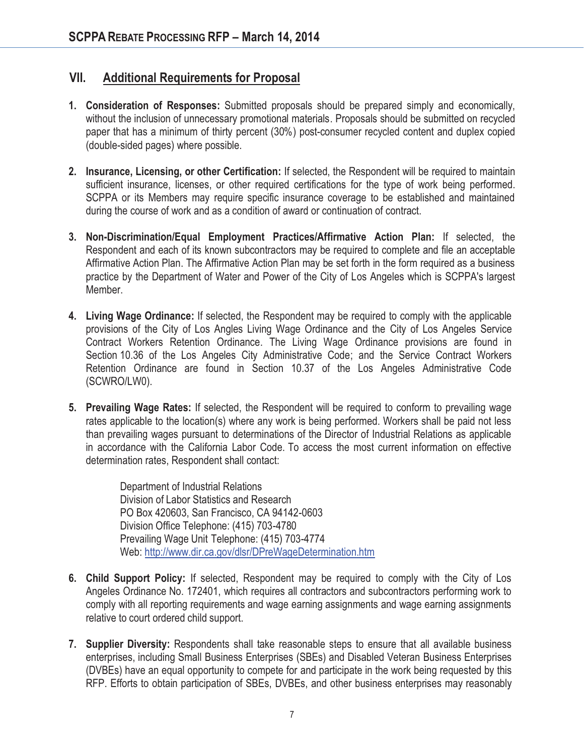## VII. Additional Requirements for Proposal

1. **Consideration of Responses:** Submitted proposals should be prepared simply and economically, without the inclusion of unnecessary promotional materials. Proposals should be submitted on recycled paper that has a minimum of thirty percent (30%) post-consumer recycled content and duplex copied (double-sided pages) where possible.

2. **Insurance, Licensing, or other Certification:** If selected, the Respondent will be required to maintain sufficient insurance, licenses, or other required certifications for the type of work being performed. SCPPA or its Members may require specific insurance coverage to be established and maintained during the course of work and as a condition of award or continuation of contract.

3. **Non-Discrimination/Equal Employment Practices/Affirmative Action Plan:** If selected, the Respondent and each of its known subcontractors may be required to complete and file an acceptable Affirmative Action Plan. The Affirmative Action Plan may be set forth in the form required as a business practice by the Department of Water and Power of the City of Los Angeles which is SCPPA's largest Member.

4. **Living Wage Ordinance:** If selected, the Respondent may be required to comply with the applicable provisions of the City of Los Angles Living Wage Ordinance and the City of Los Angeles Service Contract Workers Retention Ordinance. The Living Wage Ordinance provisions are found in Section 10.36 of the Los Angeles City Administrative Code; and the Service Contract Workers Retention Ordinance are found in Section 10.37 of the Los Angeles Administrative Code (SCWRO/LW0).

5. **Prevailing Wage Rates:** If selected, the Respondent will be required to conform to prevailing wage rates applicable to the location(s) where any work is being performed. Workers shall be paid not less than prevailing wages pursuant to determinations of the Director of Industrial Relations as applicable in accordance with the California Labor Code. To access the most current information on effective determination rates, Respondent shall contact:

   Department of Industrial Relations
   Division of Labor Statistics and Research
   PO Box 420603, San Francisco, CA 94142-0603
   Division Office Telephone: (415) 703-4780
   Prevailing Wage Unit Telephone: (415) 703-4774
   Web: http://www.dir.ca.gov/dlsr/DPreWageDetermination.htm

6. **Child Support Policy:** If selected, Respondent may be required to comply with the City of Los Angeles Ordinance No. 172401, which requires all contractors and subcontractors performing work to comply with all reporting requirements and wage earning assignments and wage earning assignments relative to court ordered child support.

7. **Supplier Diversity:** Respondents shall take reasonable steps to ensure that all available business enterprises, including Small Business Enterprises (SBEs) and Disabled Veteran Business Enterprises (DVBEs) have an equal opportunity to compete for and participate in the work being requested by this RFP. Efforts to obtain participation of SBEs, DVBEs, and other business enterprises may reasonably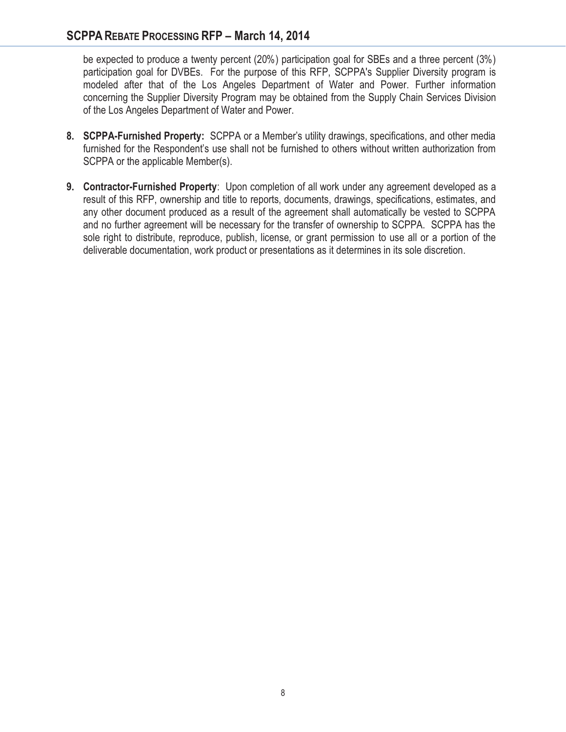be expected to produce a twenty percent (20%) participation goal for SBEs and a three percent (3%) participation goal for DVBEs. For the purpose of this RFP, SCPPA's Supplier Diversity program is modeled after that of the Los Angeles Department of Water and Power. Further information concerning the Supplier Diversity Program may be obtained from the Supply Chain Services Division of the Los Angeles Department of Water and Power.

8. **SCPPA-Furnished Property:** SCPPA or a Member's utility drawings, specifications, and other media furnished for the Respondent's use shall not be furnished to others without written authorization from SCPPA or the applicable Member(s).

9. **Contractor-Furnished Property**: Upon completion of all work under any agreement developed as a result of this RFP, ownership and title to reports, documents, drawings, specifications, estimates, and any other document produced as a result of the agreement shall automatically be vested to SCPPA and no further agreement will be necessary for the transfer of ownership to SCPPA. SCPPA has the sole right to distribute, reproduce, publish, license, or grant permission to use all or a portion of the deliverable documentation, work product or presentations as it determines in its sole discretion.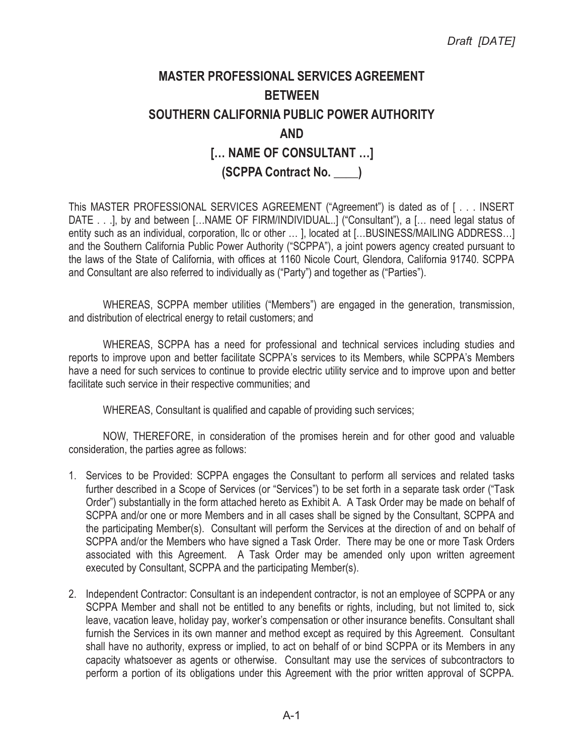*Draft [DATE]*

# MASTER PROFESSIONAL SERVICES AGREEMENT
# BETWEEN
# SOUTHERN CALIFORNIA PUBLIC POWER AUTHORITY
# AND
# [… NAME OF CONSULTANT …]
# (SCPPA Contract No. ____)

This MASTER PROFESSIONAL SERVICES AGREEMENT ("Agreement") is dated as of [ . . . INSERT DATE . . .], by and between […NAME OF FIRM/INDIVIDUAL..] ("Consultant"), a [… need legal status of entity such as an individual, corporation, llc or other … ], located at […BUSINESS/MAILING ADDRESS…] and the Southern California Public Power Authority ("SCPPA"), a joint powers agency created pursuant to the laws of the State of California, with offices at 1160 Nicole Court, Glendora, California 91740. SCPPA and Consultant are also referred to individually as ("Party") and together as ("Parties").

WHEREAS, SCPPA member utilities ("Members") are engaged in the generation, transmission, and distribution of electrical energy to retail customers; and

WHEREAS, SCPPA has a need for professional and technical services including studies and reports to improve upon and better facilitate SCPPA's services to its Members, while SCPPA's Members have a need for such services to continue to provide electric utility service and to improve upon and better facilitate such service in their respective communities; and

WHEREAS, Consultant is qualified and capable of providing such services;

NOW, THEREFORE, in consideration of the promises herein and for other good and valuable consideration, the parties agree as follows:

1. Services to be Provided: SCPPA engages the Consultant to perform all services and related tasks further described in a Scope of Services (or "Services") to be set forth in a separate task order ("Task Order") substantially in the form attached hereto as Exhibit A. A Task Order may be made on behalf of SCPPA and/or one or more Members and in all cases shall be signed by the Consultant, SCPPA and the participating Member(s). Consultant will perform the Services at the direction of and on behalf of SCPPA and/or the Members who have signed a Task Order. There may be one or more Task Orders associated with this Agreement. A Task Order may be amended only upon written agreement executed by Consultant, SCPPA and the participating Member(s).

2. Independent Contractor: Consultant is an independent contractor, is not an employee of SCPPA or any SCPPA Member and shall not be entitled to any benefits or rights, including, but not limited to, sick leave, vacation leave, holiday pay, worker's compensation or other insurance benefits. Consultant shall furnish the Services in its own manner and method except as required by this Agreement. Consultant shall have no authority, express or implied, to act on behalf of or bind SCPPA or its Members in any capacity whatsoever as agents or otherwise. Consultant may use the services of subcontractors to perform a portion of its obligations under this Agreement with the prior written approval of SCPPA.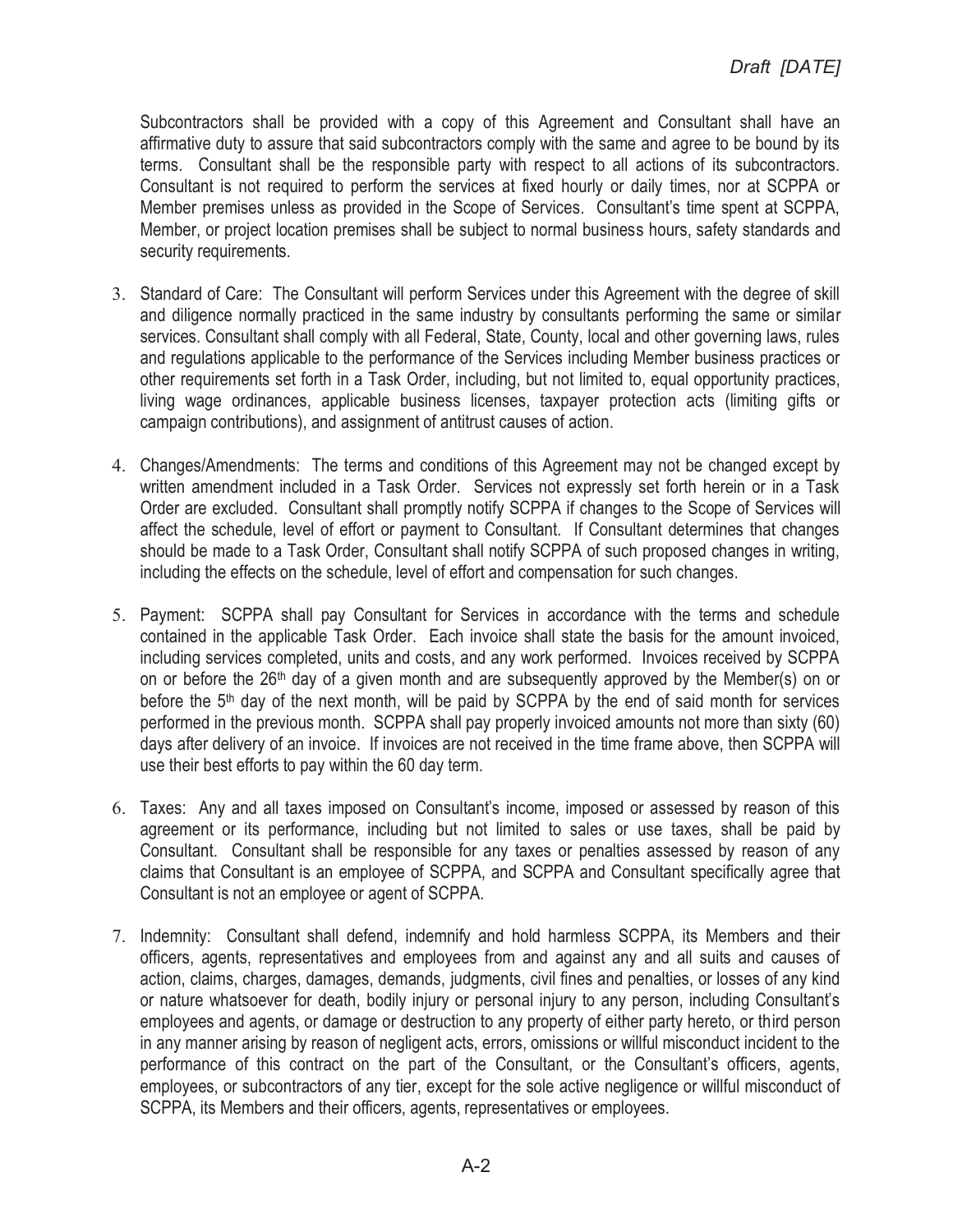Subcontractors shall be provided with a copy of this Agreement and Consultant shall have an affirmative duty to assure that said subcontractors comply with the same and agree to be bound by its terms. Consultant shall be the responsible party with respect to all actions of its subcontractors. Consultant is not required to perform the services at fixed hourly or daily times, nor at SCPPA or Member premises unless as provided in the Scope of Services. Consultant's time spent at SCPPA, Member, or project location premises shall be subject to normal business hours, safety standards and security requirements.

3. Standard of Care: The Consultant will perform Services under this Agreement with the degree of skill and diligence normally practiced in the same industry by consultants performing the same or similar services. Consultant shall comply with all Federal, State, County, local and other governing laws, rules and regulations applicable to the performance of the Services including Member business practices or other requirements set forth in a Task Order, including, but not limited to, equal opportunity practices, living wage ordinances, applicable business licenses, taxpayer protection acts (limiting gifts or campaign contributions), and assignment of antitrust causes of action.

4. Changes/Amendments: The terms and conditions of this Agreement may not be changed except by written amendment included in a Task Order. Services not expressly set forth herein or in a Task Order are excluded. Consultant shall promptly notify SCPPA if changes to the Scope of Services will affect the schedule, level of effort or payment to Consultant. If Consultant determines that changes should be made to a Task Order, Consultant shall notify SCPPA of such proposed changes in writing, including the effects on the schedule, level of effort and compensation for such changes.

5. Payment: SCPPA shall pay Consultant for Services in accordance with the terms and schedule contained in the applicable Task Order. Each invoice shall state the basis for the amount invoiced, including services completed, units and costs, and any work performed. Invoices received by SCPPA on or before the 26th day of a given month and are subsequently approved by the Member(s) on or before the 5th day of the next month, will be paid by SCPPA by the end of said month for services performed in the previous month. SCPPA shall pay properly invoiced amounts not more than sixty (60) days after delivery of an invoice. If invoices are not received in the time frame above, then SCPPA will use their best efforts to pay within the 60 day term.

6. Taxes: Any and all taxes imposed on Consultant's income, imposed or assessed by reason of this agreement or its performance, including but not limited to sales or use taxes, shall be paid by Consultant. Consultant shall be responsible for any taxes or penalties assessed by reason of any claims that Consultant is an employee of SCPPA, and SCPPA and Consultant specifically agree that Consultant is not an employee or agent of SCPPA.

7. Indemnity: Consultant shall defend, indemnify and hold harmless SCPPA, its Members and their officers, agents, representatives and employees from and against any and all suits and causes of action, claims, charges, damages, demands, judgments, civil fines and penalties, or losses of any kind or nature whatsoever for death, bodily injury or personal injury to any person, including Consultant's employees and agents, or damage or destruction to any property of either party hereto, or third person in any manner arising by reason of negligent acts, errors, omissions or willful misconduct incident to the performance of this contract on the part of the Consultant, or the Consultant's officers, agents, employees, or subcontractors of any tier, except for the sole active negligence or willful misconduct of SCPPA, its Members and their officers, agents, representatives or employees.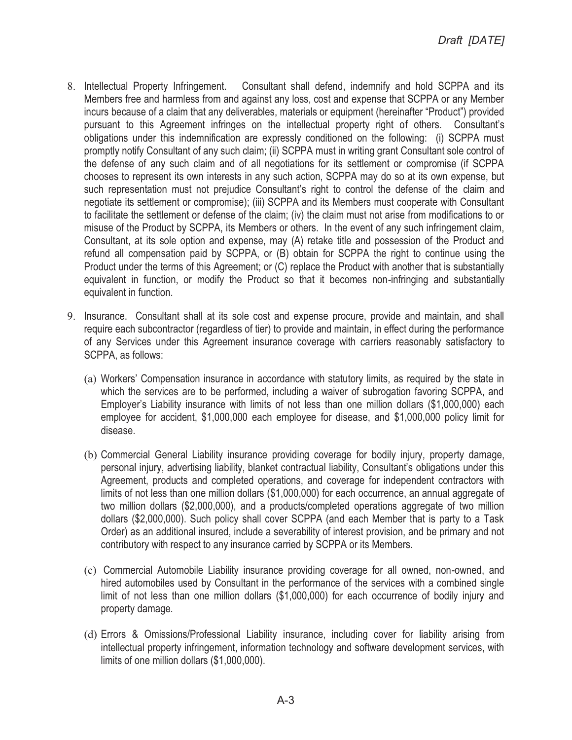8. Intellectual Property Infringement. Consultant shall defend, indemnify and hold SCPPA and its Members free and harmless from and against any loss, cost and expense that SCPPA or any Member incurs because of a claim that any deliverables, materials or equipment (hereinafter "Product") provided pursuant to this Agreement infringes on the intellectual property right of others. Consultant's obligations under this indemnification are expressly conditioned on the following: (i) SCPPA must promptly notify Consultant of any such claim; (ii) SCPPA must in writing grant Consultant sole control of the defense of any such claim and of all negotiations for its settlement or compromise (if SCPPA chooses to represent its own interests in any such action, SCPPA may do so at its own expense, but such representation must not prejudice Consultant's right to control the defense of the claim and negotiate its settlement or compromise); (iii) SCPPA and its Members must cooperate with Consultant to facilitate the settlement or defense of the claim; (iv) the claim must not arise from modifications to or misuse of the Product by SCPPA, its Members or others. In the event of any such infringement claim, Consultant, at its sole option and expense, may (A) retake title and possession of the Product and refund all compensation paid by SCPPA, or (B) obtain for SCPPA the right to continue using the Product under the terms of this Agreement; or (C) replace the Product with another that is substantially equivalent in function, or modify the Product so that it becomes non-infringing and substantially equivalent in function.

9. Insurance. Consultant shall at its sole cost and expense procure, provide and maintain, and shall require each subcontractor (regardless of tier) to provide and maintain, in effect during the performance of any Services under this Agreement insurance coverage with carriers reasonably satisfactory to SCPPA, as follows:

   (a) Workers' Compensation insurance in accordance with statutory limits, as required by the state in which the services are to be performed, including a waiver of subrogation favoring SCPPA, and Employer's Liability insurance with limits of not less than one million dollars ($1,000,000) each employee for accident, $1,000,000 each employee for disease, and $1,000,000 policy limit for disease.

   (b) Commercial General Liability insurance providing coverage for bodily injury, property damage, personal injury, advertising liability, blanket contractual liability, Consultant's obligations under this Agreement, products and completed operations, and coverage for independent contractors with limits of not less than one million dollars ($1,000,000) for each occurrence, an annual aggregate of two million dollars ($2,000,000), and a products/completed operations aggregate of two million dollars ($2,000,000). Such policy shall cover SCPPA (and each Member that is party to a Task Order) as an additional insured, include a severability of interest provision, and be primary and not contributory with respect to any insurance carried by SCPPA or its Members.

   (c) Commercial Automobile Liability insurance providing coverage for all owned, non-owned, and hired automobiles used by Consultant in the performance of the services with a combined single limit of not less than one million dollars ($1,000,000) for each occurrence of bodily injury and property damage.

   (d) Errors & Omissions/Professional Liability insurance, including cover for liability arising from intellectual property infringement, information technology and software development services, with limits of one million dollars ($1,000,000).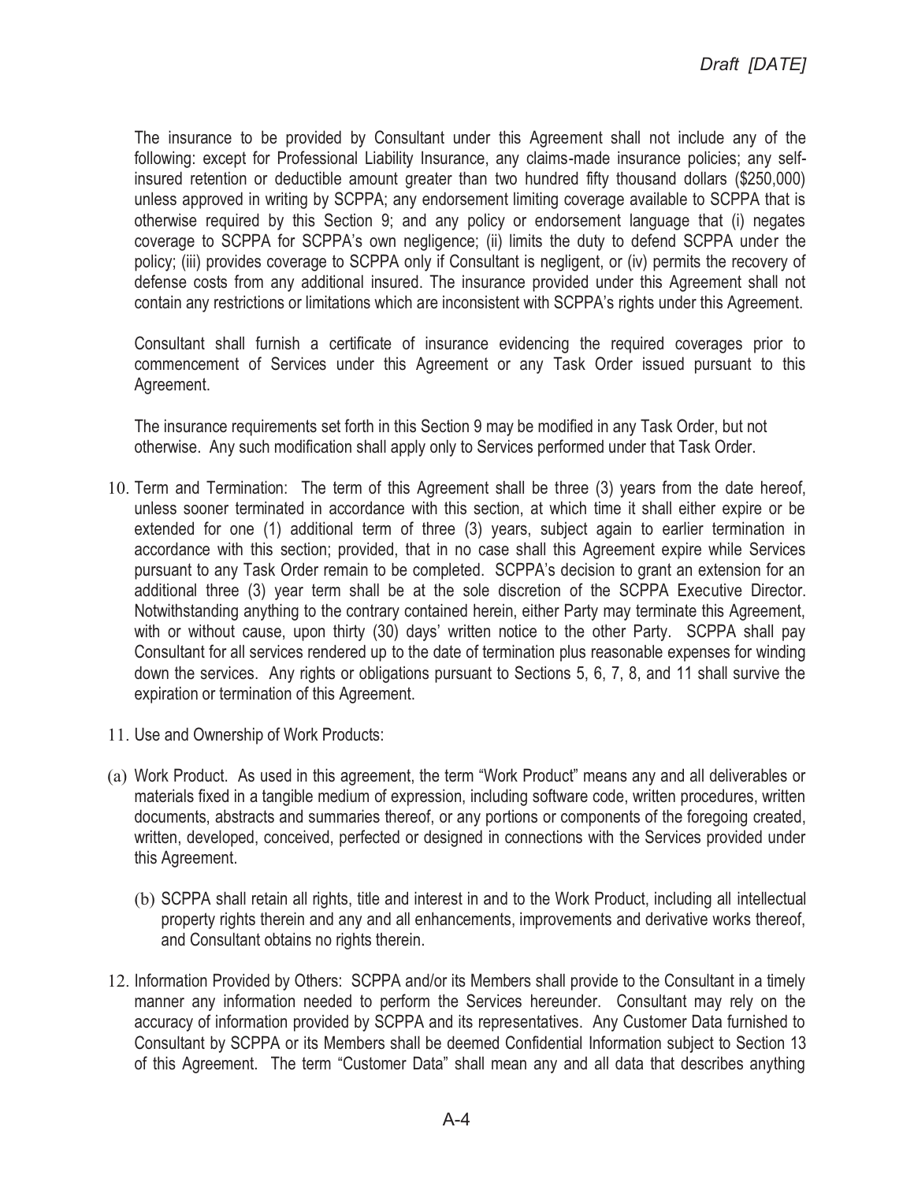The insurance to be provided by Consultant under this Agreement shall not include any of the following: except for Professional Liability Insurance, any claims-made insurance policies; any self-insured retention or deductible amount greater than two hundred fifty thousand dollars ($250,000) unless approved in writing by SCPPA; any endorsement limiting coverage available to SCPPA that is otherwise required by this Section 9; and any policy or endorsement language that (i) negates coverage to SCPPA for SCPPA's own negligence; (ii) limits the duty to defend SCPPA under the policy; (iii) provides coverage to SCPPA only if Consultant is negligent, or (iv) permits the recovery of defense costs from any additional insured. The insurance provided under this Agreement shall not contain any restrictions or limitations which are inconsistent with SCPPA's rights under this Agreement.

Consultant shall furnish a certificate of insurance evidencing the required coverages prior to commencement of Services under this Agreement or any Task Order issued pursuant to this Agreement.

The insurance requirements set forth in this Section 9 may be modified in any Task Order, but not otherwise. Any such modification shall apply only to Services performed under that Task Order.

10. Term and Termination: The term of this Agreement shall be three (3) years from the date hereof, unless sooner terminated in accordance with this section, at which time it shall either expire or be extended for one (1) additional term of three (3) years, subject again to earlier termination in accordance with this section; provided, that in no case shall this Agreement expire while Services pursuant to any Task Order remain to be completed. SCPPA's decision to grant an extension for an additional three (3) year term shall be at the sole discretion of the SCPPA Executive Director. Notwithstanding anything to the contrary contained herein, either Party may terminate this Agreement, with or without cause, upon thirty (30) days' written notice to the other Party. SCPPA shall pay Consultant for all services rendered up to the date of termination plus reasonable expenses for winding down the services. Any rights or obligations pursuant to Sections 5, 6, 7, 8, and 11 shall survive the expiration or termination of this Agreement.

11. Use and Ownership of Work Products:

(a) Work Product. As used in this agreement, the term "Work Product" means any and all deliverables or materials fixed in a tangible medium of expression, including software code, written procedures, written documents, abstracts and summaries thereof, or any portions or components of the foregoing created, written, developed, conceived, perfected or designed in connections with the Services provided under this Agreement.

(b) SCPPA shall retain all rights, title and interest in and to the Work Product, including all intellectual property rights therein and any and all enhancements, improvements and derivative works thereof, and Consultant obtains no rights therein.

12. Information Provided by Others: SCPPA and/or its Members shall provide to the Consultant in a timely manner any information needed to perform the Services hereunder. Consultant may rely on the accuracy of information provided by SCPPA and its representatives. Any Customer Data furnished to Consultant by SCPPA or its Members shall be deemed Confidential Information subject to Section 13 of this Agreement. The term "Customer Data" shall mean any and all data that describes anything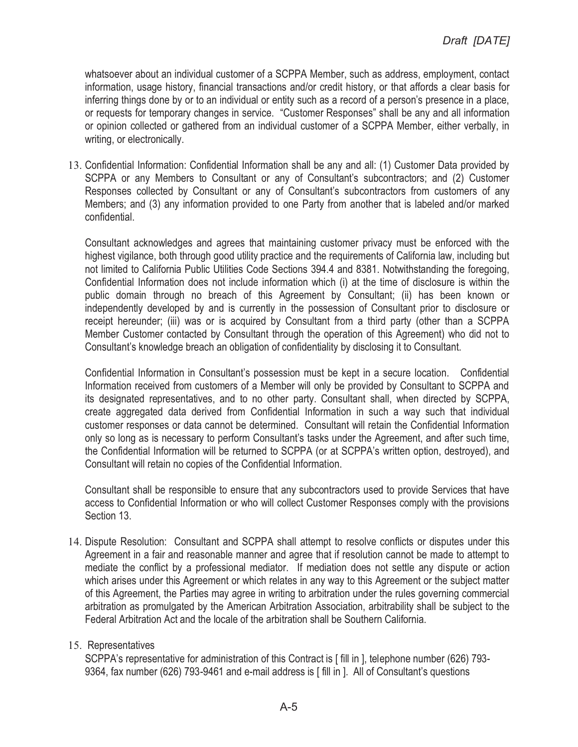whatsoever about an individual customer of a SCPPA Member, such as address, employment, contact information, usage history, financial transactions and/or credit history, or that affords a clear basis for inferring things done by or to an individual or entity such as a record of a person's presence in a place, or requests for temporary changes in service. "Customer Responses" shall be any and all information or opinion collected or gathered from an individual customer of a SCPPA Member, either verbally, in writing, or electronically.

13. Confidential Information: Confidential Information shall be any and all: (1) Customer Data provided by SCPPA or any Members to Consultant or any of Consultant's subcontractors; and (2) Customer Responses collected by Consultant or any of Consultant's subcontractors from customers of any Members; and (3) any information provided to one Party from another that is labeled and/or marked confidential.

    Consultant acknowledges and agrees that maintaining customer privacy must be enforced with the highest vigilance, both through good utility practice and the requirements of California law, including but not limited to California Public Utilities Code Sections 394.4 and 8381. Notwithstanding the foregoing, Confidential Information does not include information which (i) at the time of disclosure is within the public domain through no breach of this Agreement by Consultant; (ii) has been known or independently developed by and is currently in the possession of Consultant prior to disclosure or receipt hereunder; (iii) was or is acquired by Consultant from a third party (other than a SCPPA Member Customer contacted by Consultant through the operation of this Agreement) who did not to Consultant's knowledge breach an obligation of confidentiality by disclosing it to Consultant.

    Confidential Information in Consultant's possession must be kept in a secure location. Confidential Information received from customers of a Member will only be provided by Consultant to SCPPA and its designated representatives, and to no other party. Consultant shall, when directed by SCPPA, create aggregated data derived from Confidential Information in such a way such that individual customer responses or data cannot be determined. Consultant will retain the Confidential Information only so long as is necessary to perform Consultant's tasks under the Agreement, and after such time, the Confidential Information will be returned to SCPPA (or at SCPPA's written option, destroyed), and Consultant will retain no copies of the Confidential Information.

    Consultant shall be responsible to ensure that any subcontractors used to provide Services that have access to Confidential Information or who will collect Customer Responses comply with the provisions Section 13.

14. Dispute Resolution: Consultant and SCPPA shall attempt to resolve conflicts or disputes under this Agreement in a fair and reasonable manner and agree that if resolution cannot be made to attempt to mediate the conflict by a professional mediator. If mediation does not settle any dispute or action which arises under this Agreement or which relates in any way to this Agreement or the subject matter of this Agreement, the Parties may agree in writing to arbitration under the rules governing commercial arbitration as promulgated by the American Arbitration Association, arbitrability shall be subject to the Federal Arbitration Act and the locale of the arbitration shall be Southern California.

15. Representatives

    SCPPA's representative for administration of this Contract is [ fill in ], telephone number (626) 793-9364, fax number (626) 793-9461 and e-mail address is [ fill in ]. All of Consultant's questions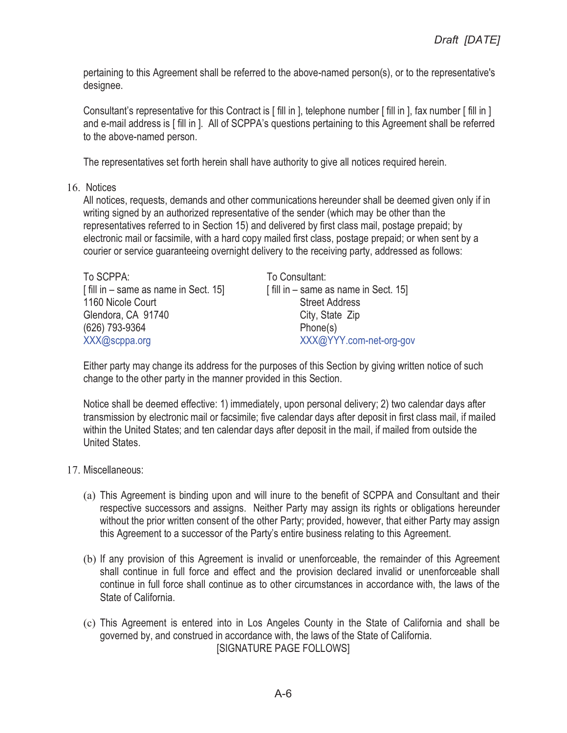pertaining to this Agreement shall be referred to the above-named person(s), or to the representative's designee.

Consultant's representative for this Contract is [ fill in ], telephone number [ fill in ], fax number [ fill in ] and e-mail address is [ fill in ]. All of SCPPA's questions pertaining to this Agreement shall be referred to the above-named person.

The representatives set forth herein shall have authority to give all notices required herein.

16. Notices

All notices, requests, demands and other communications hereunder shall be deemed given only if in writing signed by an authorized representative of the sender (which may be other than the representatives referred to in Section 15) and delivered by first class mail, postage prepaid; by electronic mail or facsimile, with a hard copy mailed first class, postage prepaid; or when sent by a courier or service guaranteeing overnight delivery to the receiving party, addressed as follows:

To SCPPA:
[ fill in – same as name in Sect. 15]
1160 Nicole Court
Glendora, CA 91740
(626) 793-9364
XXX@scppa.org

To Consultant:
[ fill in – same as name in Sect. 15]
Street Address
City, State Zip
Phone(s)
XXX@YYY.com-net-org-gov

Either party may change its address for the purposes of this Section by giving written notice of such change to the other party in the manner provided in this Section.

Notice shall be deemed effective: 1) immediately, upon personal delivery; 2) two calendar days after transmission by electronic mail or facsimile; five calendar days after deposit in first class mail, if mailed within the United States; and ten calendar days after deposit in the mail, if mailed from outside the United States.

17. Miscellaneous:

(a) This Agreement is binding upon and will inure to the benefit of SCPPA and Consultant and their respective successors and assigns. Neither Party may assign its rights or obligations hereunder without the prior written consent of the other Party; provided, however, that either Party may assign this Agreement to a successor of the Party's entire business relating to this Agreement.

(b) If any provision of this Agreement is invalid or unenforceable, the remainder of this Agreement shall continue in full force and effect and the provision declared invalid or unenforceable shall continue in full force shall continue as to other circumstances in accordance with, the laws of the State of California.

(c) This Agreement is entered into in Los Angeles County in the State of California and shall be governed by, and construed in accordance with, the laws of the State of California.

[SIGNATURE PAGE FOLLOWS]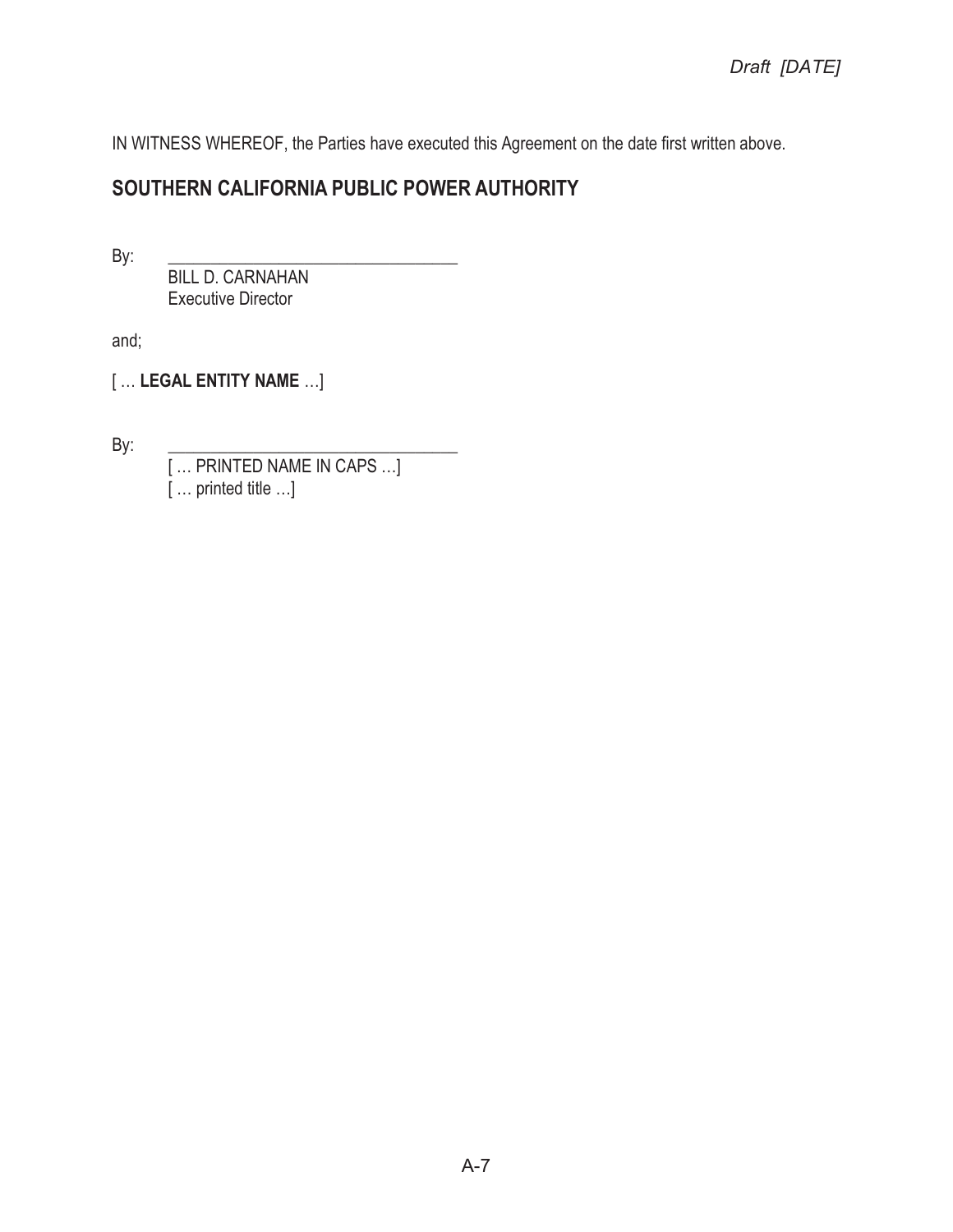IN WITNESS WHEREOF, the Parties have executed this Agreement on the date first written above.

**SOUTHERN CALIFORNIA PUBLIC POWER AUTHORITY**

By: \_\_\_\_\_\_\_\_\_\_\_\_\_\_\_\_\_\_\_\_\_\_\_\_\_\_\_\_\_\_\_\_\_\_

BILL D. CARNAHAN
Executive Director

and;

[ … **LEGAL ENTITY NAME** …]

By: \_\_\_\_\_\_\_\_\_\_\_\_\_\_\_\_\_\_\_\_\_\_\_\_\_\_\_\_\_\_\_\_\_\_

[ … PRINTED NAME IN CAPS …]
[ … printed title …]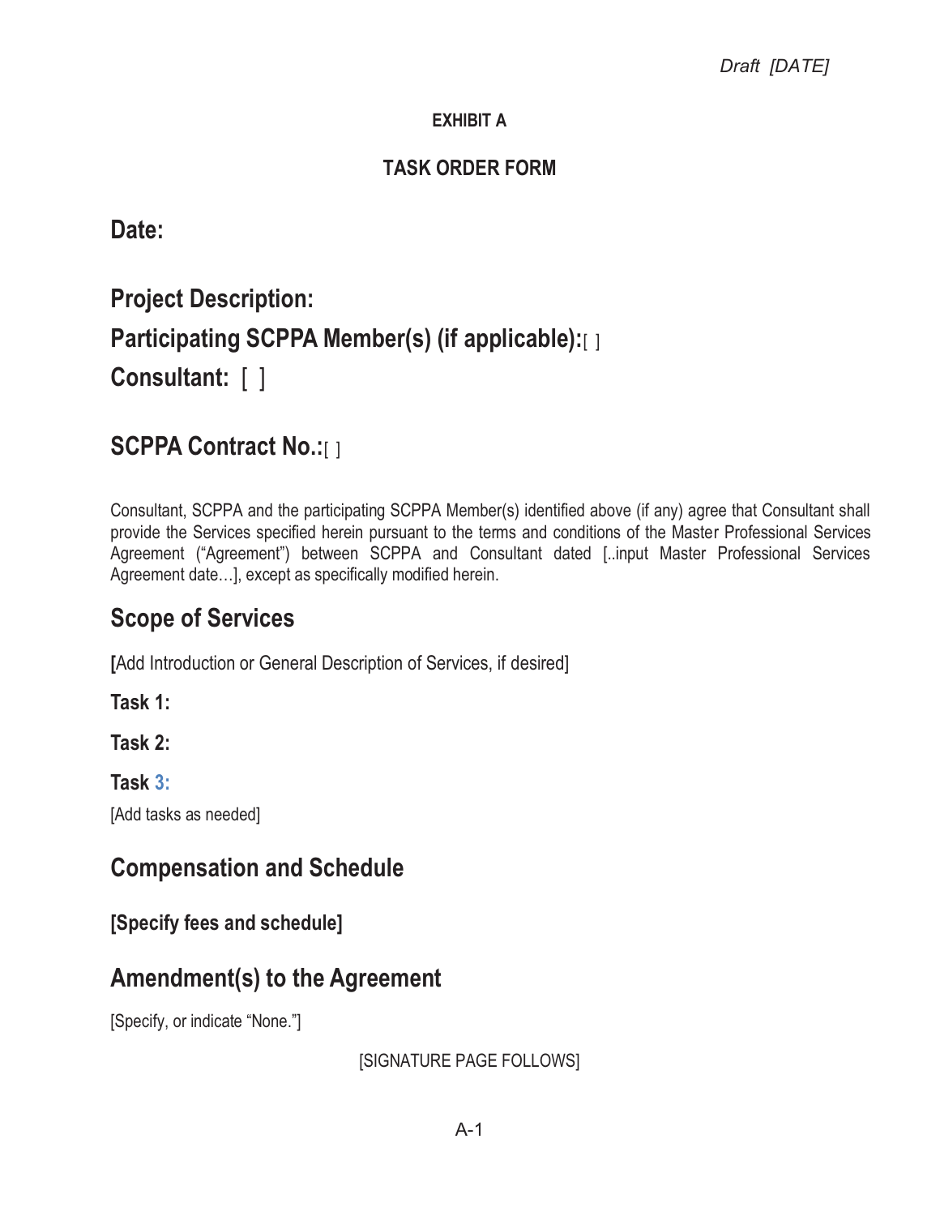*Draft [DATE]*

**EXHIBIT A**

**TASK ORDER FORM**

## Date:

## Project Description:

## Participating SCPPA Member(s) (if applicable): [ ]

## Consultant: [ ]

## SCPPA Contract No.: [ ]

Consultant, SCPPA and the participating SCPPA Member(s) identified above (if any) agree that Consultant shall provide the Services specified herein pursuant to the terms and conditions of the Master Professional Services Agreement ("Agreement") between SCPPA and Consultant dated [..input Master Professional Services Agreement date…], except as specifically modified herein.

## Scope of Services

**[**Add Introduction or General Description of Services, if desired]

**Task 1:**

**Task 2:**

**Task 3:**

[Add tasks as needed]

## Compensation and Schedule

**[Specify fees and schedule]**

## Amendment(s) to the Agreement

[Specify, or indicate "None."]

[SIGNATURE PAGE FOLLOWS]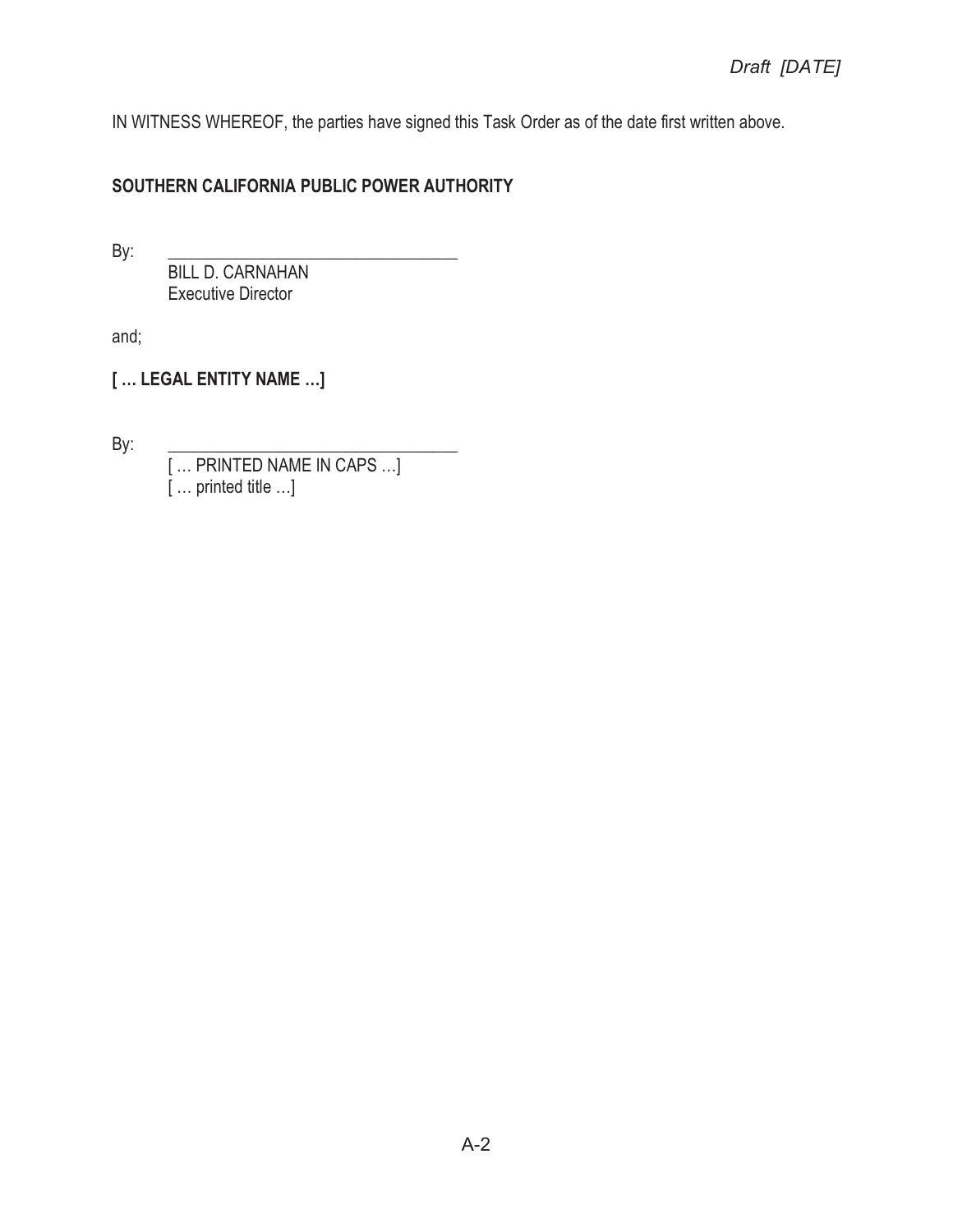*Draft [DATE]*

IN WITNESS WHEREOF, the parties have signed this Task Order as of the date first written above.

**SOUTHERN CALIFORNIA PUBLIC POWER AUTHORITY**

By: ________________________________
BILL D. CARNAHAN
Executive Director

and;

**[ … LEGAL ENTITY NAME …]**

By: ________________________________
[ … PRINTED NAME IN CAPS …]
[ … printed title …]